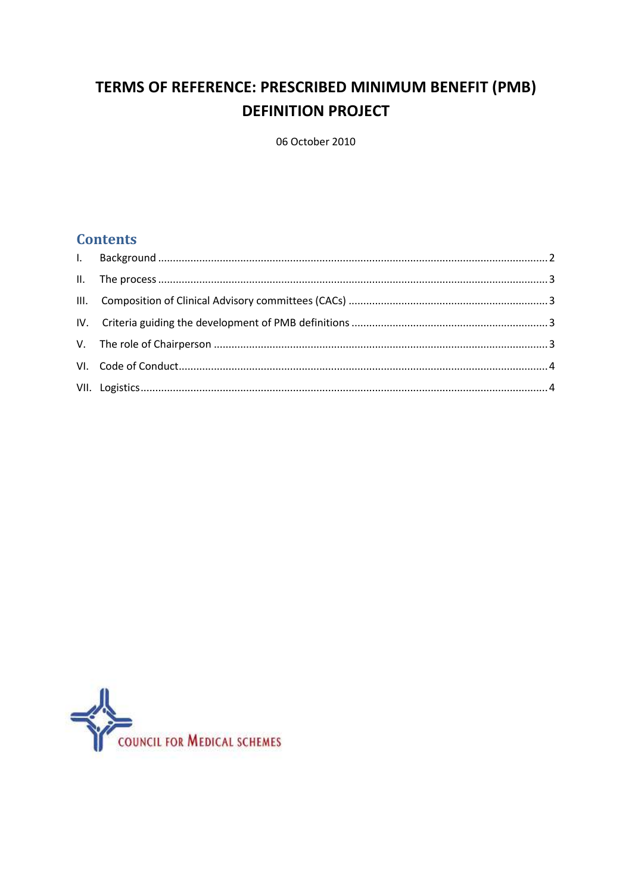# TERMS OF REFERENCE: PRESCRIBED MINIMUM BENEFIT (PMB) DEFINITION PROJECT

06 October 2010

## Contents

I. Background ..... 2

II. The process ..... 3

III. Composition of Clinical Advisory committees (CACs) ..... 3

IV. Criteria guiding the development of PMB definitions ..... 3

V. The role of Chairperson ..... 3

VI. Code of Conduct ..... 4

VII. Logistics ..... 4

COUNCIL FOR MEDICAL SCHEMES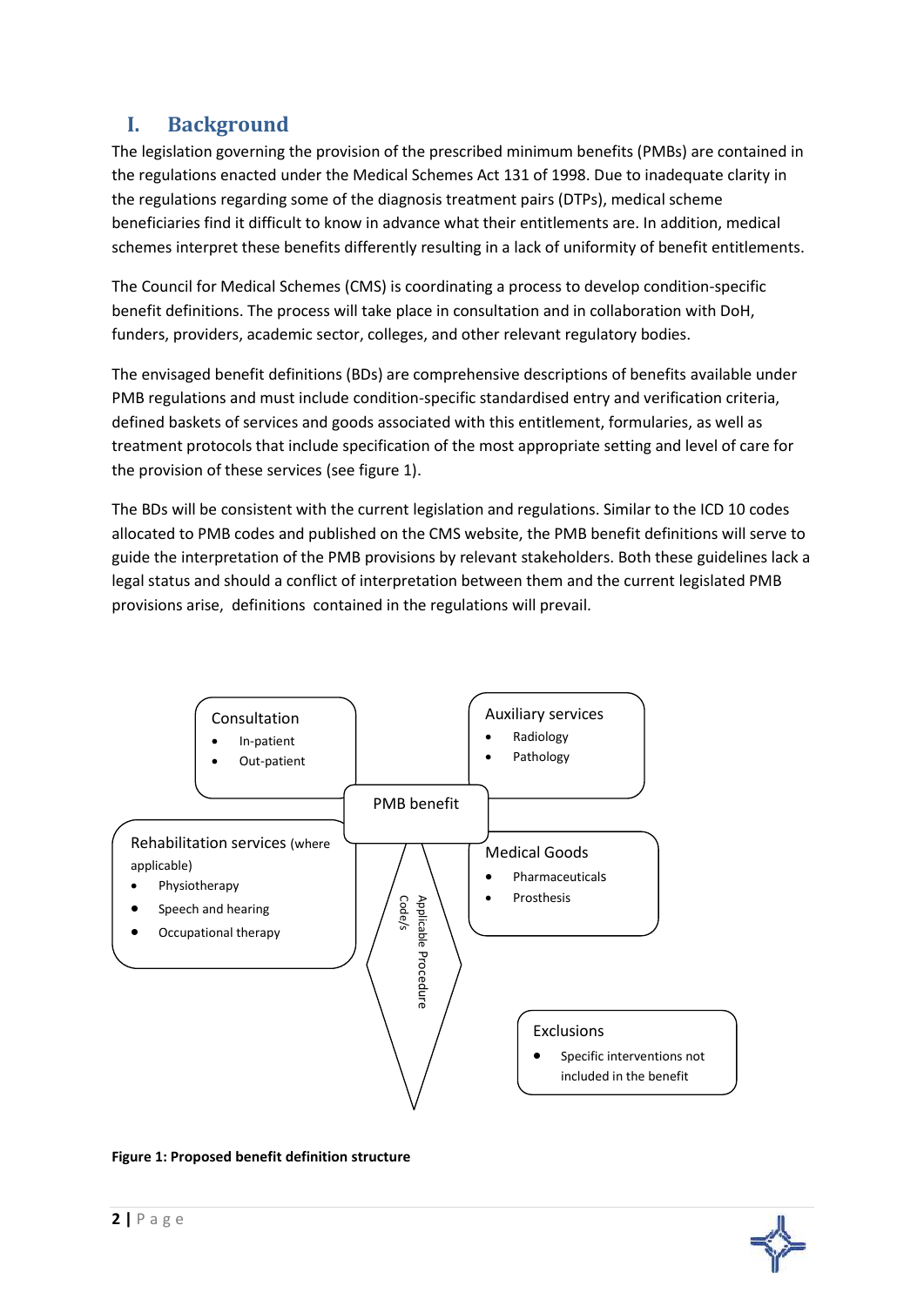# I. Background

The legislation governing the provision of the prescribed minimum benefits (PMBs) are contained in the regulations enacted under the Medical Schemes Act 131 of 1998. Due to inadequate clarity in the regulations regarding some of the diagnosis treatment pairs (DTPs), medical scheme beneficiaries find it difficult to know in advance what their entitlements are. In addition, medical schemes interpret these benefits differently resulting in a lack of uniformity of benefit entitlements.

The Council for Medical Schemes (CMS) is coordinating a process to develop condition-specific benefit definitions. The process will take place in consultation and in collaboration with DoH, funders, providers, academic sector, colleges, and other relevant regulatory bodies.

The envisaged benefit definitions (BDs) are comprehensive descriptions of benefits available under PMB regulations and must include condition-specific standardised entry and verification criteria, defined baskets of services and goods associated with this entitlement, formularies, as well as treatment protocols that include specification of the most appropriate setting and level of care for the provision of these services (see figure 1).

The BDs will be consistent with the current legislation and regulations. Similar to the ICD 10 codes allocated to PMB codes and published on the CMS website, the PMB benefit definitions will serve to guide the interpretation of the PMB provisions by relevant stakeholders. Both these guidelines lack a legal status and should a conflict of interpretation between them and the current legislated PMB provisions arise, definitions contained in the regulations will prevail.

PMB benefit

- Consultation
  - In-patient
  - Out-patient
- Auxiliary services
  - Radiology
  - Pathology
- Rehabilitation services (where applicable)
  - Physiotherapy
  - Speech and hearing
  - Occupational therapy
- Medical Goods
  - Pharmaceuticals
  - Prosthesis
- Applicable Procedure Code/s
- Exclusions
  - Specific interventions not included in the benefit

**Figure 1: Proposed benefit definition structure**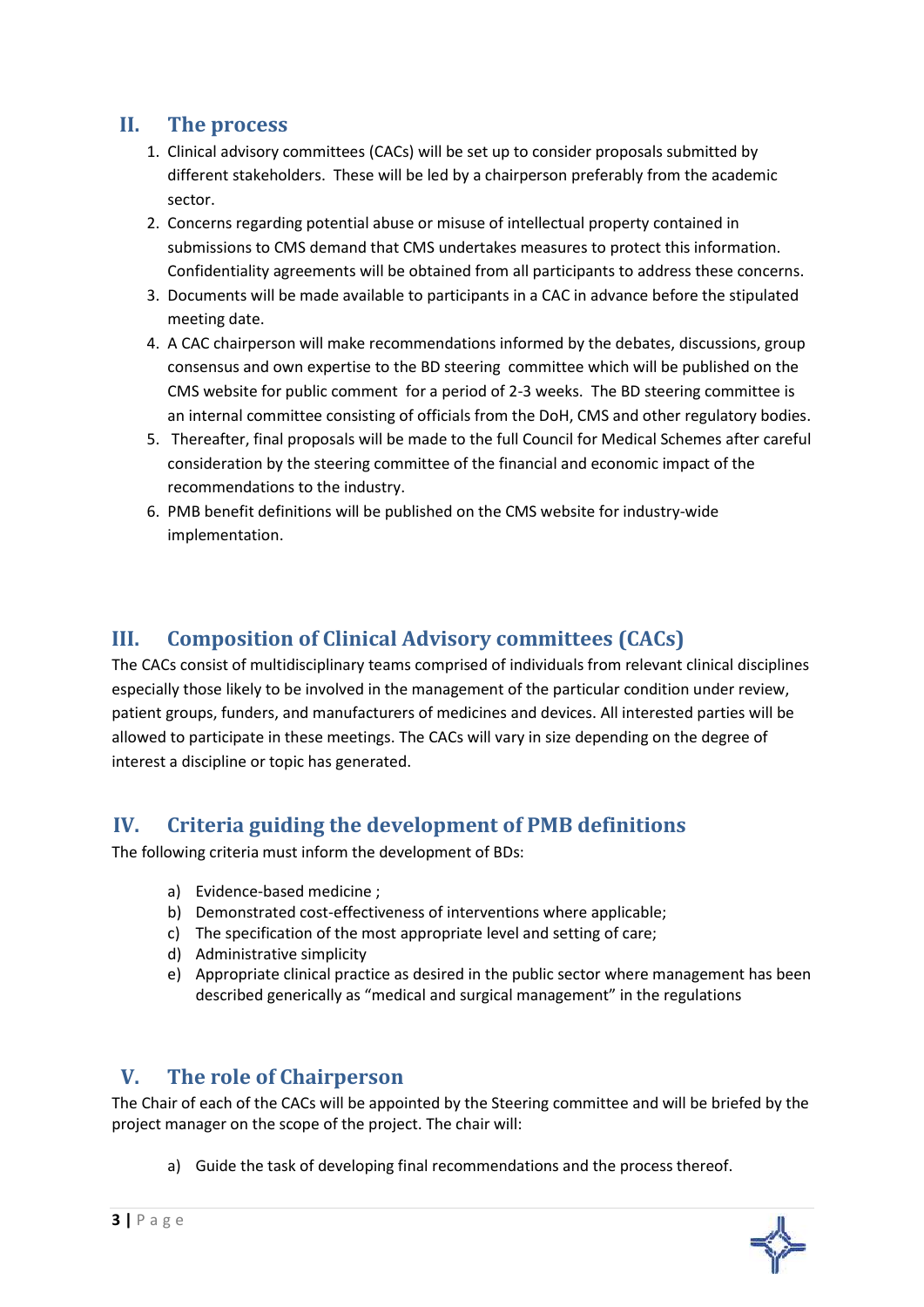## II. The process

1. Clinical advisory committees (CACs) will be set up to consider proposals submitted by different stakeholders. These will be led by a chairperson preferably from the academic sector.
2. Concerns regarding potential abuse or misuse of intellectual property contained in submissions to CMS demand that CMS undertakes measures to protect this information. Confidentiality agreements will be obtained from all participants to address these concerns.
3. Documents will be made available to participants in a CAC in advance before the stipulated meeting date.
4. A CAC chairperson will make recommendations informed by the debates, discussions, group consensus and own expertise to the BD steering committee which will be published on the CMS website for public comment for a period of 2-3 weeks. The BD steering committee is an internal committee consisting of officials from the DoH, CMS and other regulatory bodies.
5. Thereafter, final proposals will be made to the full Council for Medical Schemes after careful consideration by the steering committee of the financial and economic impact of the recommendations to the industry.
6. PMB benefit definitions will be published on the CMS website for industry-wide implementation.

## III. Composition of Clinical Advisory committees (CACs)

The CACs consist of multidisciplinary teams comprised of individuals from relevant clinical disciplines especially those likely to be involved in the management of the particular condition under review, patient groups, funders, and manufacturers of medicines and devices. All interested parties will be allowed to participate in these meetings. The CACs will vary in size depending on the degree of interest a discipline or topic has generated.

## IV. Criteria guiding the development of PMB definitions

The following criteria must inform the development of BDs:

a) Evidence-based medicine ;
b) Demonstrated cost-effectiveness of interventions where applicable;
c) The specification of the most appropriate level and setting of care;
d) Administrative simplicity
e) Appropriate clinical practice as desired in the public sector where management has been described generically as "medical and surgical management" in the regulations

## V. The role of Chairperson

The Chair of each of the CACs will be appointed by the Steering committee and will be briefed by the project manager on the scope of the project. The chair will:

a) Guide the task of developing final recommendations and the process thereof.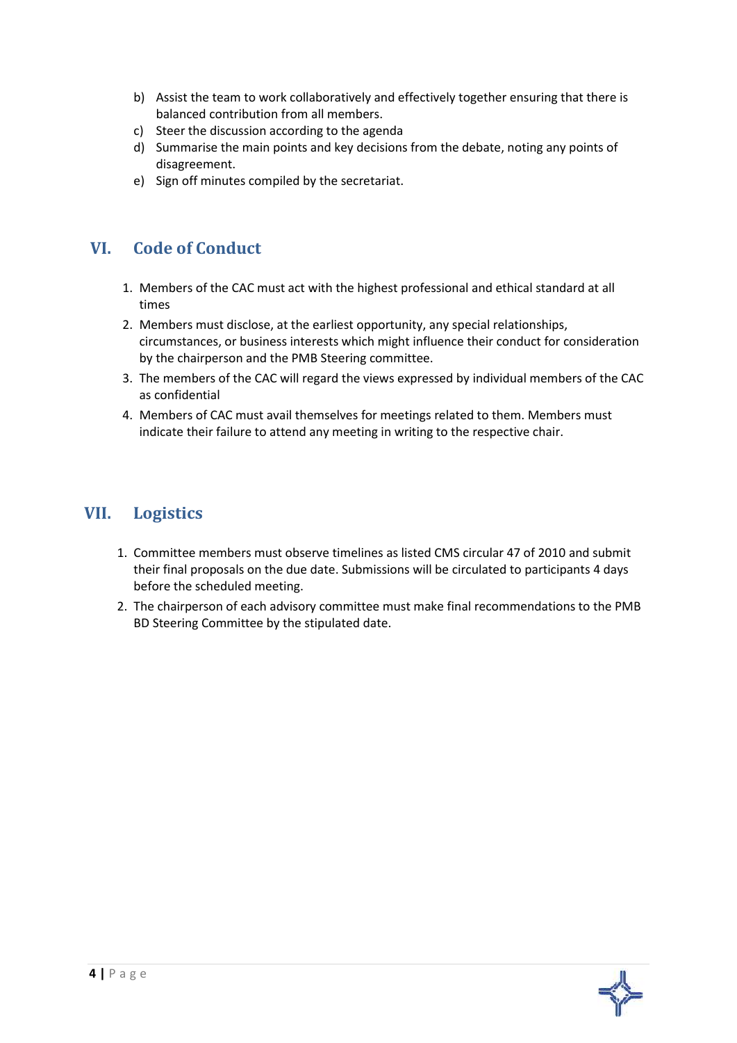b) Assist the team to work collaboratively and effectively together ensuring that there is balanced contribution from all members.
c) Steer the discussion according to the agenda
d) Summarise the main points and key decisions from the debate, noting any points of disagreement.
e) Sign off minutes compiled by the secretariat.

## VI. Code of Conduct

1. Members of the CAC must act with the highest professional and ethical standard at all times
2. Members must disclose, at the earliest opportunity, any special relationships, circumstances, or business interests which might influence their conduct for consideration by the chairperson and the PMB Steering committee.
3. The members of the CAC will regard the views expressed by individual members of the CAC as confidential
4. Members of CAC must avail themselves for meetings related to them. Members must indicate their failure to attend any meeting in writing to the respective chair.

## VII. Logistics

1. Committee members must observe timelines as listed CMS circular 47 of 2010 and submit their final proposals on the due date. Submissions will be circulated to participants 4 days before the scheduled meeting.
2. The chairperson of each advisory committee must make final recommendations to the PMB BD Steering Committee by the stipulated date.